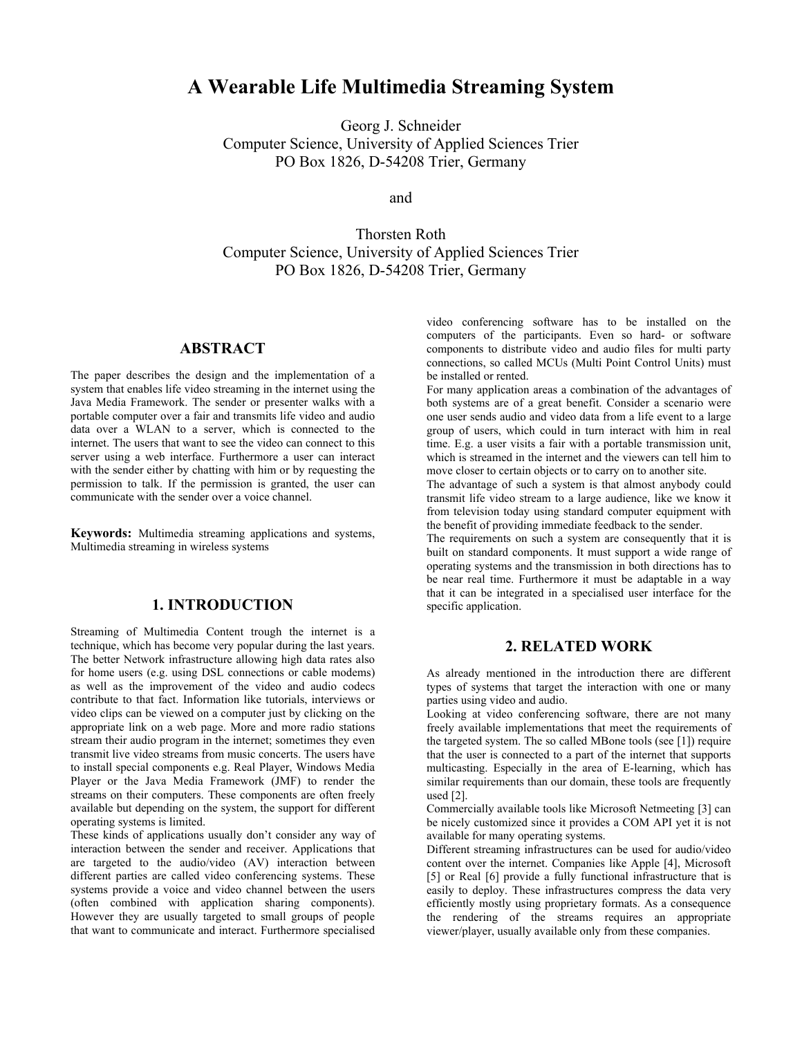# A Wearable Life Multimedia Streaming System

Georg J. Schneider
Computer Science, University of Applied Sciences Trier
PO Box 1826, D-54208 Trier, Germany

and

Thorsten Roth
Computer Science, University of Applied Sciences Trier
PO Box 1826, D-54208 Trier, Germany

## ABSTRACT

The paper describes the design and the implementation of a system that enables life video streaming in the internet using the Java Media Framework. The sender or presenter walks with a portable computer over a fair and transmits life video and audio data over a WLAN to a server, which is connected to the internet. The users that want to see the video can connect to this server using a web interface. Furthermore a user can interact with the sender either by chatting with him or by requesting the permission to talk. If the permission is granted, the user can communicate with the sender over a voice channel.

**Keywords:** Multimedia streaming applications and systems, Multimedia streaming in wireless systems

## 1. INTRODUCTION

Streaming of Multimedia Content trough the internet is a technique, which has become very popular during the last years. The better Network infrastructure allowing high data rates also for home users (e.g. using DSL connections or cable modems) as well as the improvement of the video and audio codecs contribute to that fact. Information like tutorials, interviews or video clips can be viewed on a computer just by clicking on the appropriate link on a web page. More and more radio stations stream their audio program in the internet; sometimes they even transmit live video streams from music concerts. The users have to install special components e.g. Real Player, Windows Media Player or the Java Media Framework (JMF) to render the streams on their computers. These components are often freely available but depending on the system, the support for different operating systems is limited.

These kinds of applications usually don't consider any way of interaction between the sender and receiver. Applications that are targeted to the audio/video (AV) interaction between different parties are called video conferencing systems. These systems provide a voice and video channel between the users (often combined with application sharing components). However they are usually targeted to small groups of people that want to communicate and interact. Furthermore specialised video conferencing software has to be installed on the computers of the participants. Even so hard- or software components to distribute video and audio files for multi party connections, so called MCUs (Multi Point Control Units) must be installed or rented.

For many application areas a combination of the advantages of both systems are of a great benefit. Consider a scenario were one user sends audio and video data from a life event to a large group of users, which could in turn interact with him in real time. E.g. a user visits a fair with a portable transmission unit, which is streamed in the internet and the viewers can tell him to move closer to certain objects or to carry on to another site.

The advantage of such a system is that almost anybody could transmit life video stream to a large audience, like we know it from television today using standard computer equipment with the benefit of providing immediate feedback to the sender.

The requirements on such a system are consequently that it is built on standard components. It must support a wide range of operating systems and the transmission in both directions has to be near real time. Furthermore it must be adaptable in a way that it can be integrated in a specialised user interface for the specific application.

## 2. RELATED WORK

As already mentioned in the introduction there are different types of systems that target the interaction with one or many parties using video and audio.

Looking at video conferencing software, there are not many freely available implementations that meet the requirements of the targeted system. The so called MBone tools (see [1]) require that the user is connected to a part of the internet that supports multicasting. Especially in the area of E-learning, which has similar requirements than our domain, these tools are frequently used [2].

Commercially available tools like Microsoft Netmeeting [3] can be nicely customized since it provides a COM API yet it is not available for many operating systems.

Different streaming infrastructures can be used for audio/video content over the internet. Companies like Apple [4], Microsoft [5] or Real [6] provide a fully functional infrastructure that is easily to deploy. These infrastructures compress the data very efficiently mostly using proprietary formats. As a consequence the rendering of the streams requires an appropriate viewer/player, usually available only from these companies.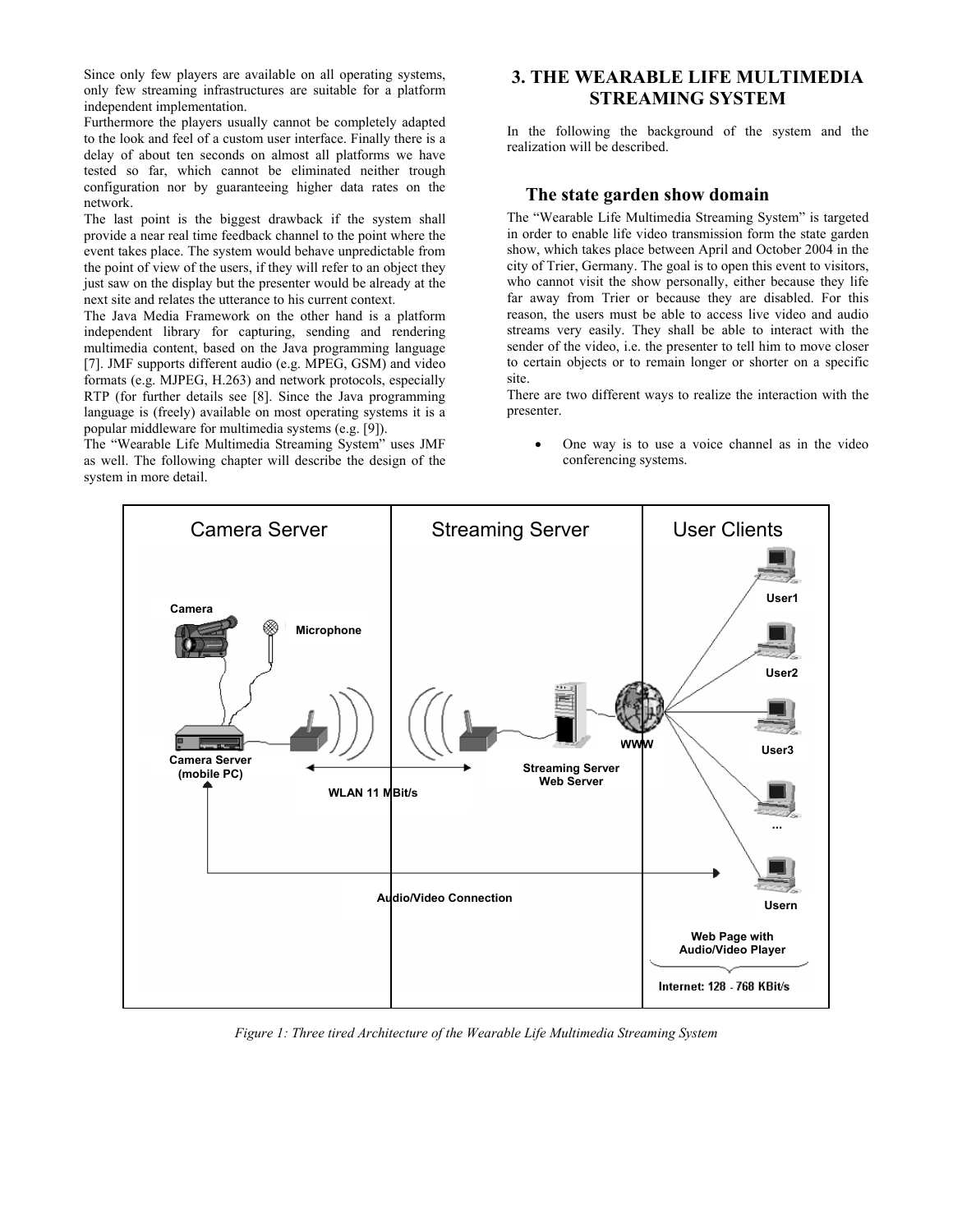Since only few players are available on all operating systems, only few streaming infrastructures are suitable for a platform independent implementation.

Furthermore the players usually cannot be completely adapted to the look and feel of a custom user interface. Finally there is a delay of about ten seconds on almost all platforms we have tested so far, which cannot be eliminated neither trough configuration nor by guaranteeing higher data rates on the network.

The last point is the biggest drawback if the system shall provide a near real time feedback channel to the point where the event takes place. The system would behave unpredictable from the point of view of the users, if they will refer to an object they just saw on the display but the presenter would be already at the next site and relates the utterance to his current context.

The Java Media Framework on the other hand is a platform independent library for capturing, sending and rendering multimedia content, based on the Java programming language [7]. JMF supports different audio (e.g. MPEG, GSM) and video formats (e.g. MJPEG, H.263) and network protocols, especially RTP (for further details see [8]. Since the Java programming language is (freely) available on most operating systems it is a popular middleware for multimedia systems (e.g. [9]).

The "Wearable Life Multimedia Streaming System" uses JMF as well. The following chapter will describe the design of the system in more detail.

# 3. THE WEARABLE LIFE MULTIMEDIA STREAMING SYSTEM

In the following the background of the system and the realization will be described.

## The state garden show domain

The "Wearable Life Multimedia Streaming System" is targeted in order to enable life video transmission form the state garden show, which takes place between April and October 2004 in the city of Trier, Germany. The goal is to open this event to visitors, who cannot visit the show personally, either because they life far away from Trier or because they are disabled. For this reason, the users must be able to access live video and audio streams very easily. They shall be able to interact with the sender of the video, i.e. the presenter to tell him to move closer to certain objects or to remain longer or shorter on a specific site.

There are two different ways to realize the interaction with the presenter.

- One way is to use a voice channel as in the video conferencing systems.

*Figure 1: Three tired Architecture of the Wearable Life Multimedia Streaming System*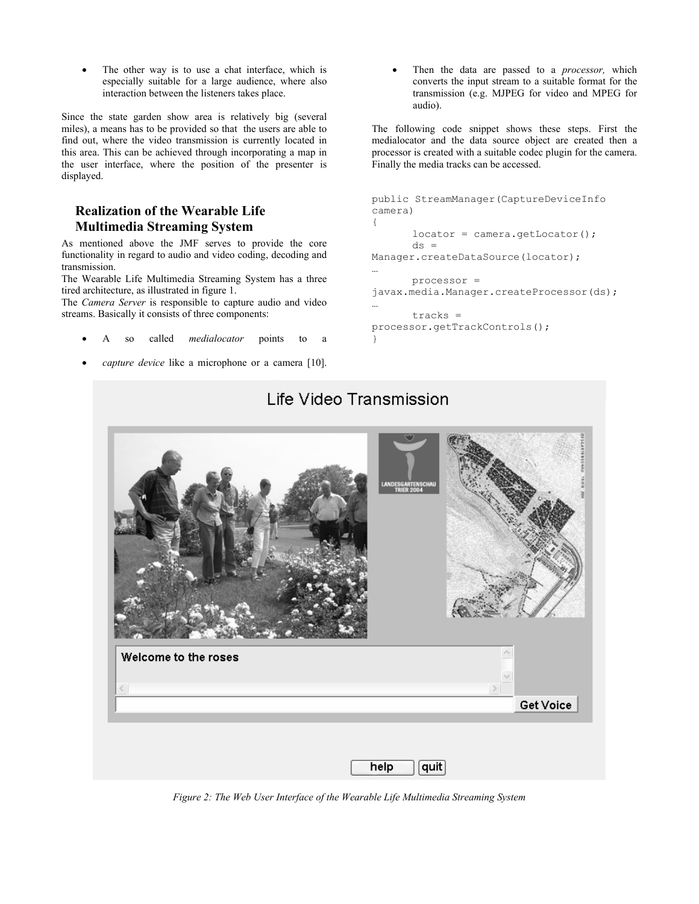- The other way is to use a chat interface, which is especially suitable for a large audience, where also interaction between the listeners takes place.

Since the state garden show area is relatively big (several miles), a means has to be provided so that the users are able to find out, where the video transmission is currently located in this area. This can be achieved through incorporating a map in the user interface, where the position of the presenter is displayed.

## Realization of the Wearable Life Multimedia Streaming System

As mentioned above the JMF serves to provide the core functionality in regard to audio and video coding, decoding and transmission.

The Wearable Life Multimedia Streaming System has a three tired architecture, as illustrated in figure 1.

The *Camera Server* is responsible to capture audio and video streams. Basically it consists of three components:

- A so called *medialocator* points to a
- *capture device* like a microphone or a camera [10].
- Then the data are passed to a *processor,* which converts the input stream to a suitable format for the transmission (e.g. MJPEG for video and MPEG for audio).

The following code snippet shows these steps. First the medialocator and the data source object are created then a processor is created with a suitable codec plugin for the camera. Finally the media tracks can be accessed.

```
public StreamManager(CaptureDeviceInfo camera)
{
      locator = camera.getLocator();
      ds = Manager.createDataSource(locator);
…
      processor = javax.media.Manager.createProcessor(ds);
…
      tracks = processor.getTrackControls();
}
```

*Figure 2: The Web User Interface of the Wearable Life Multimedia Streaming System*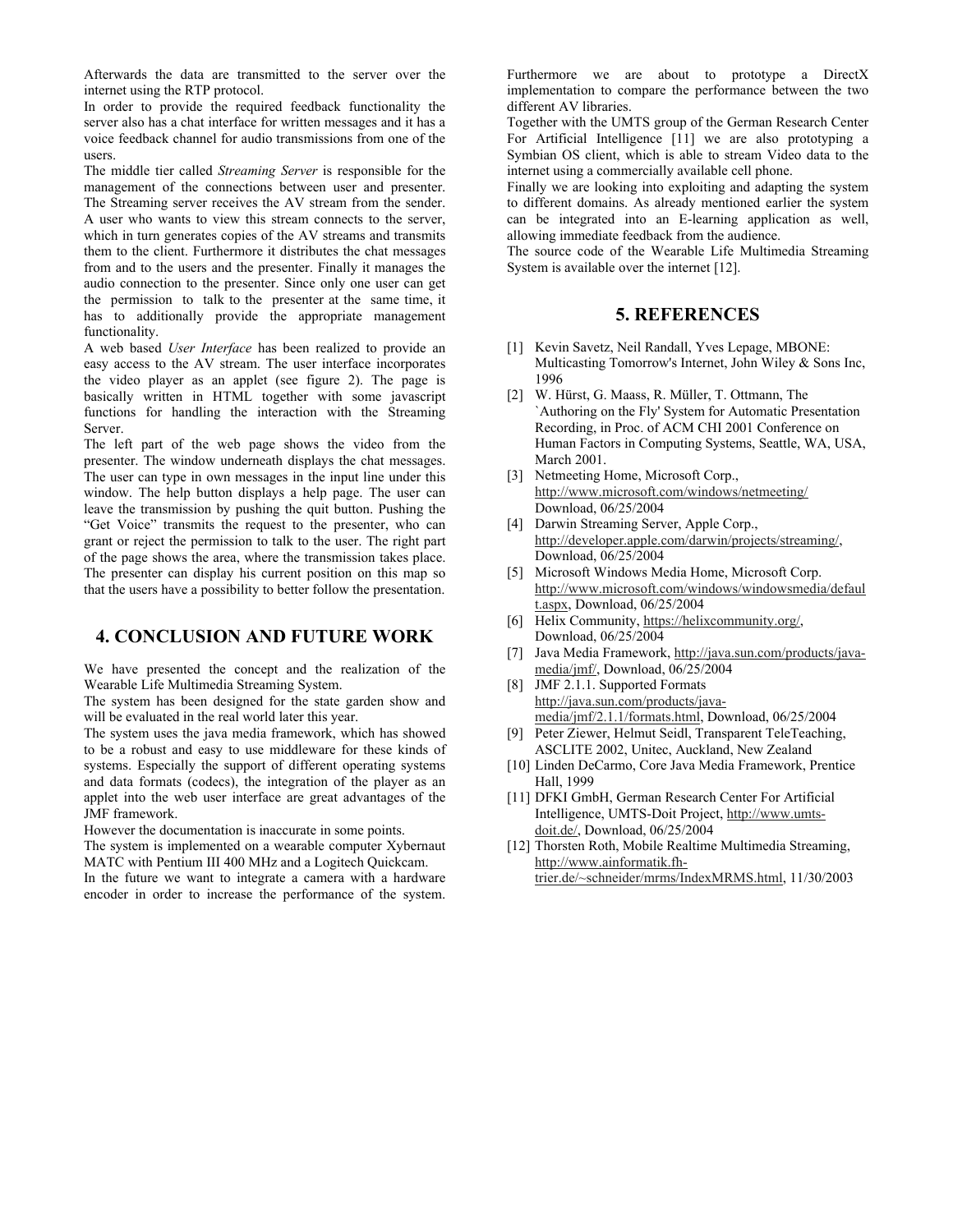Afterwards the data are transmitted to the server over the internet using the RTP protocol.

In order to provide the required feedback functionality the server also has a chat interface for written messages and it has a voice feedback channel for audio transmissions from one of the users.

The middle tier called *Streaming Server* is responsible for the management of the connections between user and presenter. The Streaming server receives the AV stream from the sender. A user who wants to view this stream connects to the server, which in turn generates copies of the AV streams and transmits them to the client. Furthermore it distributes the chat messages from and to the users and the presenter. Finally it manages the audio connection to the presenter. Since only one user can get the permission to talk to the presenter at the same time, it has to additionally provide the appropriate management functionality.

A web based *User Interface* has been realized to provide an easy access to the AV stream. The user interface incorporates the video player as an applet (see figure 2). The page is basically written in HTML together with some javascript functions for handling the interaction with the Streaming Server.

The left part of the web page shows the video from the presenter. The window underneath displays the chat messages. The user can type in own messages in the input line under this window. The help button displays a help page. The user can leave the transmission by pushing the quit button. Pushing the "Get Voice" transmits the request to the presenter, who can grant or reject the permission to talk to the user. The right part of the page shows the area, where the transmission takes place. The presenter can display his current position on this map so that the users have a possibility to better follow the presentation.

## 4. CONCLUSION AND FUTURE WORK

We have presented the concept and the realization of the Wearable Life Multimedia Streaming System.

The system has been designed for the state garden show and will be evaluated in the real world later this year.

The system uses the java media framework, which has showed to be a robust and easy to use middleware for these kinds of systems. Especially the support of different operating systems and data formats (codecs), the integration of the player as an applet into the web user interface are great advantages of the JMF framework.

However the documentation is inaccurate in some points.

The system is implemented on a wearable computer Xybernaut MATC with Pentium III 400 MHz and a Logitech Quickcam.

In the future we want to integrate a camera with a hardware encoder in order to increase the performance of the system. Furthermore we are about to prototype a DirectX implementation to compare the performance between the two different AV libraries.

Together with the UMTS group of the German Research Center For Artificial Intelligence [11] we are also prototyping a Symbian OS client, which is able to stream Video data to the internet using a commercially available cell phone.

Finally we are looking into exploiting and adapting the system to different domains. As already mentioned earlier the system can be integrated into an E-learning application as well, allowing immediate feedback from the audience.

The source code of the Wearable Life Multimedia Streaming System is available over the internet [12].

## 5. REFERENCES

[1] Kevin Savetz, Neil Randall, Yves Lepage, MBONE: Multicasting Tomorrow's Internet, John Wiley & Sons Inc, 1996

[2] W. Hürst, G. Maass, R. Müller, T. Ottmann, The `Authoring on the Fly' System for Automatic Presentation Recording, in Proc. of ACM CHI 2001 Conference on Human Factors in Computing Systems, Seattle, WA, USA, March 2001.

[3] Netmeeting Home, Microsoft Corp., http://www.microsoft.com/windows/netmeeting/ Download, 06/25/2004

[4] Darwin Streaming Server, Apple Corp., http://developer.apple.com/darwin/projects/streaming/, Download, 06/25/2004

[5] Microsoft Windows Media Home, Microsoft Corp. http://www.microsoft.com/windows/windowsmedia/default.aspx, Download, 06/25/2004

[6] Helix Community, https://helixcommunity.org/, Download, 06/25/2004

[7] Java Media Framework, http://java.sun.com/products/java-media/jmf/, Download, 06/25/2004

[8] JMF 2.1.1. Supported Formats http://java.sun.com/products/java-media/jmf/2.1.1/formats.html, Download, 06/25/2004

[9] Peter Ziewer, Helmut Seidl, Transparent TeleTeaching, ASCLITE 2002, Unitec, Auckland, New Zealand

[10] Linden DeCarmo, Core Java Media Framework, Prentice Hall, 1999

[11] DFKI GmbH, German Research Center For Artificial Intelligence, UMTS-Doit Project, http://www.umts-doit.de/, Download, 06/25/2004

[12] Thorsten Roth, Mobile Realtime Multimedia Streaming, http://www.ainformatik.fh-trier.de/~schneider/mrms/IndexMRMS.html, 11/30/2003